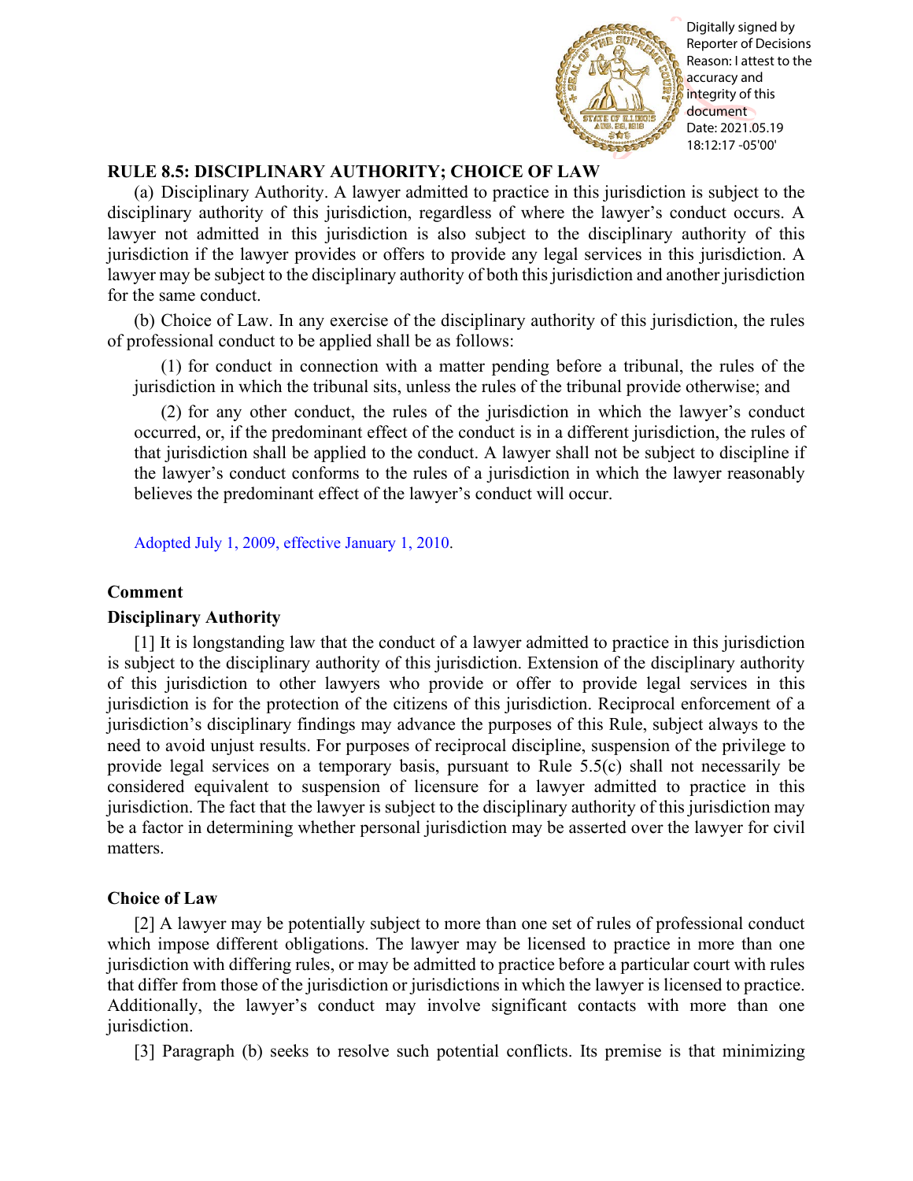## RULE 8.5: DISCIPLINARY AUTHORITY; CHOICE OF LAW

(a) Disciplinary Authority. A lawyer admitted to practice in this jurisdiction is subject to the disciplinary authority of this jurisdiction, regardless of where the lawyer's conduct occurs. A lawyer not admitted in this jurisdiction is also subject to the disciplinary authority of this jurisdiction if the lawyer provides or offers to provide any legal services in this jurisdiction. A lawyer may be subject to the disciplinary authority of both this jurisdiction and another jurisdiction for the same conduct.

(b) Choice of Law. In any exercise of the disciplinary authority of this jurisdiction, the rules of professional conduct to be applied shall be as follows:

(1) for conduct in connection with a matter pending before a tribunal, the rules of the jurisdiction in which the tribunal sits, unless the rules of the tribunal provide otherwise; and

(2) for any other conduct, the rules of the jurisdiction in which the lawyer's conduct occurred, or, if the predominant effect of the conduct is in a different jurisdiction, the rules of that jurisdiction shall be applied to the conduct. A lawyer shall not be subject to discipline if the lawyer's conduct conforms to the rules of a jurisdiction in which the lawyer reasonably believes the predominant effect of the lawyer's conduct will occur.

Adopted July 1, 2009, effective January 1, 2010.

### Comment

#### Disciplinary Authority

[1] It is longstanding law that the conduct of a lawyer admitted to practice in this jurisdiction is subject to the disciplinary authority of this jurisdiction. Extension of the disciplinary authority of this jurisdiction to other lawyers who provide or offer to provide legal services in this jurisdiction is for the protection of the citizens of this jurisdiction. Reciprocal enforcement of a jurisdiction's disciplinary findings may advance the purposes of this Rule, subject always to the need to avoid unjust results. For purposes of reciprocal discipline, suspension of the privilege to provide legal services on a temporary basis, pursuant to Rule 5.5(c) shall not necessarily be considered equivalent to suspension of licensure for a lawyer admitted to practice in this jurisdiction. The fact that the lawyer is subject to the disciplinary authority of this jurisdiction may be a factor in determining whether personal jurisdiction may be asserted over the lawyer for civil matters.

#### Choice of Law

[2] A lawyer may be potentially subject to more than one set of rules of professional conduct which impose different obligations. The lawyer may be licensed to practice in more than one jurisdiction with differing rules, or may be admitted to practice before a particular court with rules that differ from those of the jurisdiction or jurisdictions in which the lawyer is licensed to practice. Additionally, the lawyer's conduct may involve significant contacts with more than one jurisdiction.

[3] Paragraph (b) seeks to resolve such potential conflicts. Its premise is that minimizing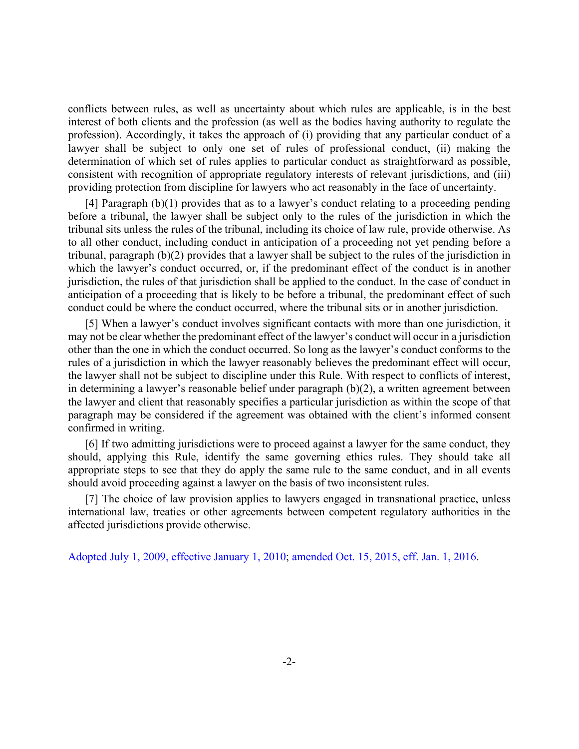conflicts between rules, as well as uncertainty about which rules are applicable, is in the best interest of both clients and the profession (as well as the bodies having authority to regulate the profession). Accordingly, it takes the approach of (i) providing that any particular conduct of a lawyer shall be subject to only one set of rules of professional conduct, (ii) making the determination of which set of rules applies to particular conduct as straightforward as possible, consistent with recognition of appropriate regulatory interests of relevant jurisdictions, and (iii) providing protection from discipline for lawyers who act reasonably in the face of uncertainty.

[4] Paragraph (b)(1) provides that as to a lawyer's conduct relating to a proceeding pending before a tribunal, the lawyer shall be subject only to the rules of the jurisdiction in which the tribunal sits unless the rules of the tribunal, including its choice of law rule, provide otherwise. As to all other conduct, including conduct in anticipation of a proceeding not yet pending before a tribunal, paragraph (b)(2) provides that a lawyer shall be subject to the rules of the jurisdiction in which the lawyer's conduct occurred, or, if the predominant effect of the conduct is in another jurisdiction, the rules of that jurisdiction shall be applied to the conduct. In the case of conduct in anticipation of a proceeding that is likely to be before a tribunal, the predominant effect of such conduct could be where the conduct occurred, where the tribunal sits or in another jurisdiction.

[5] When a lawyer's conduct involves significant contacts with more than one jurisdiction, it may not be clear whether the predominant effect of the lawyer's conduct will occur in a jurisdiction other than the one in which the conduct occurred. So long as the lawyer's conduct conforms to the rules of a jurisdiction in which the lawyer reasonably believes the predominant effect will occur, the lawyer shall not be subject to discipline under this Rule. With respect to conflicts of interest, in determining a lawyer's reasonable belief under paragraph (b)(2), a written agreement between the lawyer and client that reasonably specifies a particular jurisdiction as within the scope of that paragraph may be considered if the agreement was obtained with the client's informed consent confirmed in writing.

[6] If two admitting jurisdictions were to proceed against a lawyer for the same conduct, they should, applying this Rule, identify the same governing ethics rules. They should take all appropriate steps to see that they do apply the same rule to the same conduct, and in all events should avoid proceeding against a lawyer on the basis of two inconsistent rules.

[7] The choice of law provision applies to lawyers engaged in transnational practice, unless international law, treaties or other agreements between competent regulatory authorities in the affected jurisdictions provide otherwise.

Adopted July 1, 2009, effective January 1, 2010; amended Oct. 15, 2015, eff. Jan. 1, 2016.